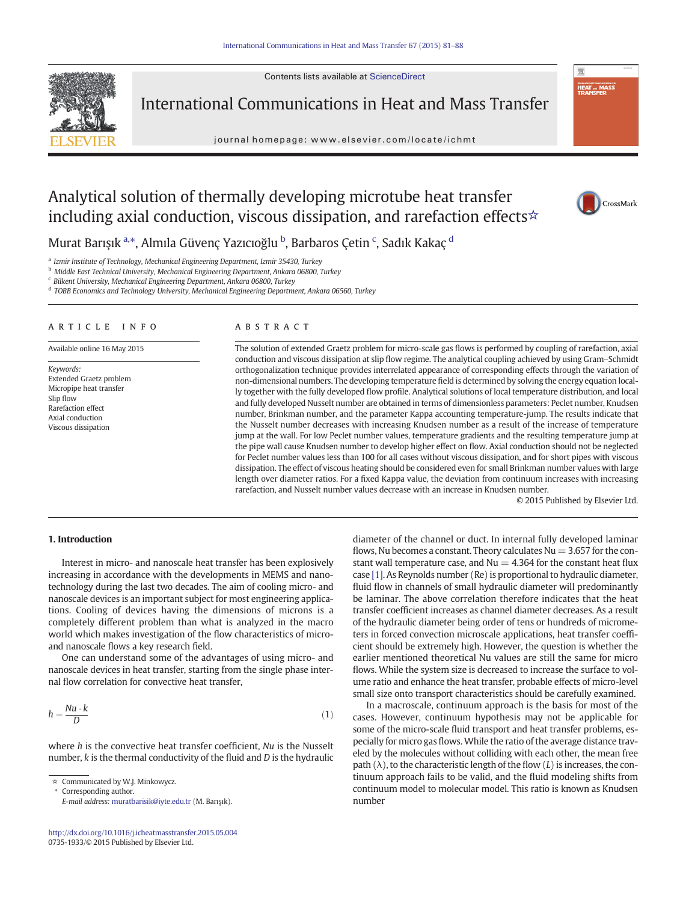# Analytical solution of thermally developing microtube heat transfer including axial conduction, viscous dissipation, and rarefaction effects☆

Murat Barışık [a,*], Almıla Güvenç Yazıcıoğlu [b], Barbaros Çetin [c], Sadık Kakaç [d]

[a] Izmir Institute of Technology, Mechanical Engineering Department, Izmir 35430, Turkey
[b] Middle East Technical University, Mechanical Engineering Department, Ankara 06800, Turkey
[c] Bilkent University, Mechanical Engineering Department, Ankara 06800, Turkey
[d] TOBB Economics and Technology University, Mechanical Engineering Department, Ankara 06560, Turkey

## ARTICLE INFO

Available online 16 May 2015

*Keywords:*
Extended Graetz problem
Micropipe heat transfer
Slip flow
Rarefaction effect
Axial conduction
Viscous dissipation

## ABSTRACT

The solution of extended Graetz problem for micro-scale gas flows is performed by coupling of rarefaction, axial conduction and viscous dissipation at slip flow regime. The analytical coupling achieved by using Gram–Schmidt orthogonalization technique provides interrelated appearance of corresponding effects through the variation of non-dimensional numbers. The developing temperature field is determined by solving the energy equation locally together with the fully developed flow profile. Analytical solutions of local temperature distribution, and local and fully developed Nusselt number are obtained in terms of dimensionless parameters: Peclet number, Knudsen number, Brinkman number, and the parameter Kappa accounting temperature-jump. The results indicate that the Nusselt number decreases with increasing Knudsen number as a result of the increase of temperature jump at the wall. For low Peclet number values, temperature gradients and the resulting temperature jump at the pipe wall cause Knudsen number to develop higher effect on flow. Axial conduction should not be neglected for Peclet number values less than 100 for all cases without viscous dissipation, and for short pipes with viscous dissipation. The effect of viscous heating should be considered even for small Brinkman number values with large length over diameter ratios. For a fixed Kappa value, the deviation from continuum increases with increasing rarefaction, and Nusselt number values decrease with an increase in Knudsen number.

© 2015 Published by Elsevier Ltd.

## 1. Introduction

Interest in micro- and nanoscale heat transfer has been explosively increasing in accordance with the developments in MEMS and nanotechnology during the last two decades. The aim of cooling micro- and nanoscale devices is an important subject for most engineering applications. Cooling of devices having the dimensions of microns is a completely different problem than what is analyzed in the macro world which makes investigation of the flow characteristics of micro- and nanoscale flows a key research field.

One can understand some of the advantages of using micro- and nanoscale devices in heat transfer, starting from the single phase internal flow correlation for convective heat transfer,

$$h = \frac{Nu \cdot k}{D} \tag{1}$$

where $h$ is the convective heat transfer coefficient, $Nu$ is the Nusselt number, $k$ is the thermal conductivity of the fluid and $D$ is the hydraulic diameter of the channel or duct. In internal fully developed laminar flows, Nu becomes a constant. Theory calculates Nu = 3.657 for the constant wall temperature case, and Nu = 4.364 for the constant heat flux case [1]. As Reynolds number (Re) is proportional to hydraulic diameter, fluid flow in channels of small hydraulic diameter will predominantly be laminar. The above correlation therefore indicates that the heat transfer coefficient increases as channel diameter decreases. As a result of the hydraulic diameter being order of tens or hundreds of micrometers in forced convection microscale applications, heat transfer coefficient should be extremely high. However, the question is whether the earlier mentioned theoretical Nu values are still the same for micro flows. While the system size is decreased to increase the surface to volume ratio and enhance the heat transfer, probable effects of micro-level small size onto transport characteristics should be carefully examined.

In a macroscale, continuum approach is the basis for most of the cases. However, continuum hypothesis may not be applicable for some of the micro-scale fluid transport and heat transfer problems, especially for micro gas flows. While the ratio of the average distance traveled by the molecules without colliding with each other, the mean free path (λ), to the characteristic length of the flow ($L$) is increases, the continuum approach fails to be valid, and the fluid modeling shifts from continuum model to molecular model. This ratio is known as Knudsen number

☆ Communicated by W.J. Minkowycz.
\* Corresponding author.
*E-mail address:* muratbarisik@iyte.edu.tr (M. Barışık).

http://dx.doi.org/10.1016/j.icheatmasstransfer.2015.05.004
0735-1933/© 2015 Published by Elsevier Ltd.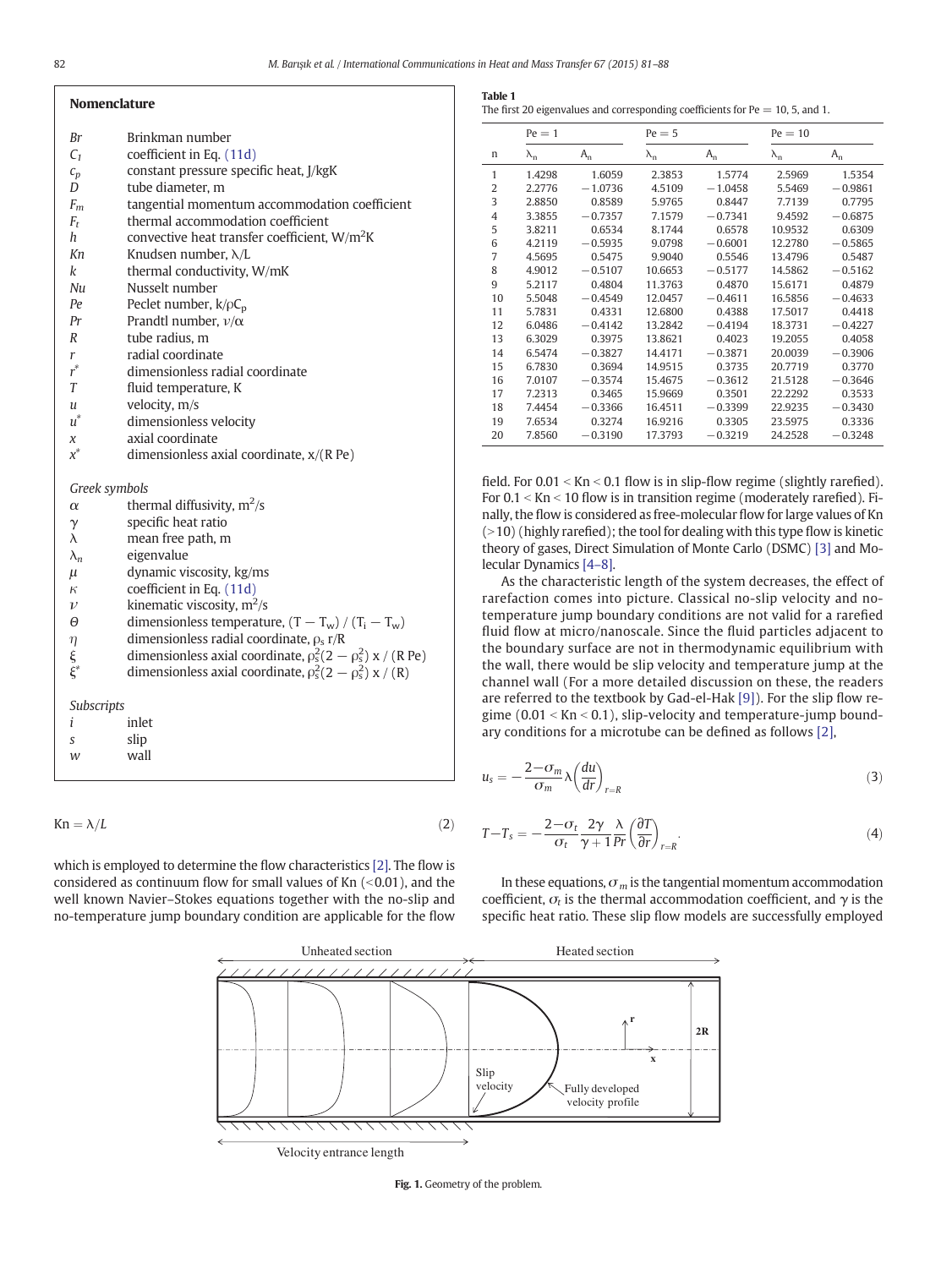## Nomenclature

| | |
|---|---|
| $Br$ | Brinkman number |
| $C_1$ | coefficient in Eq. (11d) |
| $c_p$ | constant pressure specific heat, J/kgK |
| $D$ | tube diameter, m |
| $F_m$ | tangential momentum accommodation coefficient |
| $F_t$ | thermal accommodation coefficient |
| $h$ | convective heat transfer coefficient, W/m$^2$K |
| $Kn$ | Knudsen number, $\lambda/L$ |
| $k$ | thermal conductivity, W/mK |
| $Nu$ | Nusselt number |
| $Pe$ | Peclet number, $k/\rho C_p$ |
| $Pr$ | Prandtl number, $\nu/\alpha$ |
| $R$ | tube radius, m |
| $r$ | radial coordinate |
| $r^*$ | dimensionless radial coordinate |
| $T$ | fluid temperature, K |
| $u$ | velocity, m/s |
| $u^*$ | dimensionless velocity |
| $x$ | axial coordinate |
| $x^*$ | dimensionless axial coordinate, $x/(R\,Pe)$ |

*Greek symbols*

| | |
|---|---|
| $\alpha$ | thermal diffusivity, m$^2$/s |
| $\gamma$ | specific heat ratio |
| $\lambda$ | mean free path, m |
| $\lambda_n$ | eigenvalue |
| $\mu$ | dynamic viscosity, kg/ms |
| $\kappa$ | coefficient in Eq. (11d) |
| $\nu$ | kinematic viscosity, m$^2$/s |
| $\Theta$ | dimensionless temperature, $(T - T_w) / (T_i - T_w)$ |
| $\eta$ | dimensionless radial coordinate, $\rho_s r/R$ |
| $\xi$ | dimensionless axial coordinate, $\rho_s^2(2 - \rho_s^2)\, x / (R\,Pe)$ |
| $\xi^*$ | dimensionless axial coordinate, $\rho_s^2(2 - \rho_s^2)\, x / (R)$ |

*Subscripts*

| | |
|---|---|
| $i$ | inlet |
| $s$ | slip |
| $w$ | wall |

$$\mathrm{Kn} = \lambda/L \tag{2}$$

which is employed to determine the flow characteristics [2]. The flow is considered as continuum flow for small values of Kn (<0.01), and the well known Navier–Stokes equations together with the no-slip and no-temperature jump boundary condition are applicable for the flow field. For 0.01 < Kn < 0.1 flow is in slip-flow regime (slightly rarefied). For 0.1 < Kn < 10 flow is in transition regime (moderately rarefied). Finally, the flow is considered as free-molecular flow for large values of Kn (>10) (highly rarefied); the tool for dealing with this type flow is kinetic theory of gases, Direct Simulation of Monte Carlo (DSMC) [3] and Molecular Dynamics [4–8].

**Table 1**
The first 20 eigenvalues and corresponding coefficients for Pe = 10, 5, and 1.

| | Pe = 1 | | Pe = 5 | | Pe = 10 | |
|---|---|---|---|---|---|---|
| n | $\lambda_n$ | $A_n$ | $\lambda_n$ | $A_n$ | $\lambda_n$ | $A_n$ |
| 1 | 1.4298 | 1.6059 | 2.3853 | 1.5774 | 2.5969 | 1.5354 |
| 2 | 2.2776 | −1.0736 | 4.5109 | −1.0458 | 5.5469 | −0.9861 |
| 3 | 2.8850 | 0.8589 | 5.9765 | 0.8447 | 7.7139 | 0.7795 |
| 4 | 3.3855 | −0.7357 | 7.1579 | −0.7341 | 9.4592 | −0.6875 |
| 5 | 3.8211 | 0.6534 | 8.1744 | 0.6578 | 10.9532 | 0.6309 |
| 6 | 4.2119 | −0.5935 | 9.0798 | −0.6001 | 12.2780 | −0.5865 |
| 7 | 4.5695 | 0.5475 | 9.9040 | 0.5546 | 13.4796 | 0.5487 |
| 8 | 4.9012 | −0.5107 | 10.6653 | −0.5177 | 14.5862 | −0.5162 |
| 9 | 5.2117 | 0.4804 | 11.3763 | 0.4870 | 15.6171 | 0.4879 |
| 10 | 5.5048 | −0.4549 | 12.0457 | −0.4611 | 16.5856 | −0.4633 |
| 11 | 5.7831 | 0.4331 | 12.6800 | 0.4388 | 17.5017 | 0.4418 |
| 12 | 6.0486 | −0.4142 | 13.2842 | −0.4194 | 18.3731 | −0.4227 |
| 13 | 6.3029 | 0.3975 | 13.8621 | 0.4023 | 19.2055 | 0.4058 |
| 14 | 6.5474 | −0.3827 | 14.4171 | −0.3871 | 20.0039 | −0.3906 |
| 15 | 6.7830 | 0.3694 | 14.9515 | 0.3735 | 20.7719 | 0.3770 |
| 16 | 7.0107 | −0.3574 | 15.4675 | −0.3612 | 21.5128 | −0.3646 |
| 17 | 7.2313 | 0.3465 | 15.9669 | 0.3501 | 22.2292 | 0.3533 |
| 18 | 7.4454 | −0.3366 | 16.4511 | −0.3399 | 22.9235 | −0.3430 |
| 19 | 7.6534 | 0.3274 | 16.9216 | 0.3305 | 23.5975 | 0.3336 |
| 20 | 7.8560 | −0.3190 | 17.3793 | −0.3219 | 24.2528 | −0.3248 |

As the characteristic length of the system decreases, the effect of rarefaction comes into picture. Classical no-slip velocity and no-temperature jump boundary conditions are not valid for a rarefied fluid flow at micro/nanoscale. Since the fluid particles adjacent to the boundary surface are not in thermodynamic equilibrium with the wall, there would be slip velocity and temperature jump at the channel wall (For a more detailed discussion on these, the readers are referred to the textbook by Gad-el-Hak [9]). For the slip flow regime (0.01 < Kn < 0.1), slip-velocity and temperature-jump boundary conditions for a microtube can be defined as follows [2],

$$u_s = -\frac{2-\sigma_m}{\sigma_m}\lambda\left(\frac{du}{dr}\right)_{r=R} \tag{3}$$

$$T - T_s = -\frac{2-\sigma_t}{\sigma_t}\frac{2\gamma}{\gamma+1}\frac{\lambda}{Pr}\left(\frac{\partial T}{\partial r}\right)_{r=R}. \tag{4}$$

In these equations, $\sigma_m$ is the tangential momentum accommodation coefficient, $\sigma_t$ is the thermal accommodation coefficient, and $\gamma$ is the specific heat ratio. These slip flow models are successfully employed

Fig. 1. Geometry of the problem.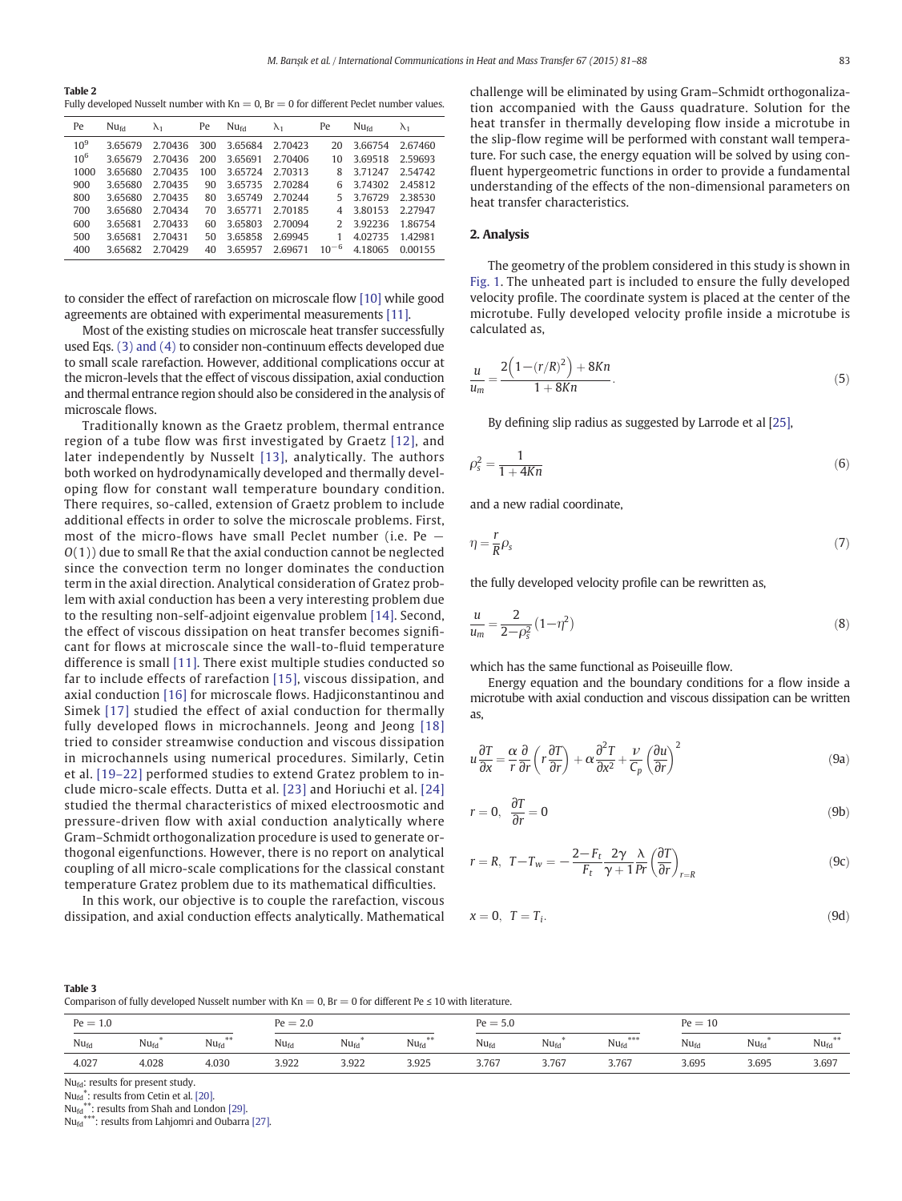**Table 2**
Fully developed Nusselt number with Kn = 0, Br = 0 for different Peclet number values.

| Pe | $Nu_{fd}$ | $\lambda_1$ | Pe | $Nu_{fd}$ | $\lambda_1$ | Pe | $Nu_{fd}$ | $\lambda_1$ |
|---|---|---|---|---|---|---|---|---|
| $10^9$ | 3.65679 | 2.70436 | 300 | 3.65684 | 2.70423 | 20 | 3.66754 | 2.67460 |
| $10^6$ | 3.65679 | 2.70436 | 200 | 3.65691 | 2.70406 | 10 | 3.69518 | 2.59693 |
| 1000 | 3.65680 | 2.70435 | 100 | 3.65724 | 2.70313 | 8 | 3.71247 | 2.54742 |
| 900 | 3.65680 | 2.70435 | 90 | 3.65735 | 2.70284 | 6 | 3.74302 | 2.45812 |
| 800 | 3.65680 | 2.70435 | 80 | 3.65749 | 2.70244 | 5 | 3.76729 | 2.38530 |
| 700 | 3.65680 | 2.70434 | 70 | 3.65771 | 2.70185 | 4 | 3.80153 | 2.27947 |
| 600 | 3.65681 | 2.70433 | 60 | 3.65803 | 2.70094 | 2 | 3.92236 | 1.86754 |
| 500 | 3.65681 | 2.70431 | 50 | 3.65858 | 2.69945 | 1 | 4.02735 | 1.42981 |
| 400 | 3.65682 | 2.70429 | 40 | 3.65957 | 2.69671 | $10^{-6}$ | 4.18065 | 0.00155 |

to consider the effect of rarefaction on microscale flow [10] while good agreements are obtained with experimental measurements [11].

Most of the existing studies on microscale heat transfer successfully used Eqs. (3) and (4) to consider non-continuum effects developed due to small scale rarefaction. However, additional complications occur at the micron-levels that the effect of viscous dissipation, axial conduction and thermal entrance region should also be considered in the analysis of microscale flows.

Traditionally known as the Graetz problem, thermal entrance region of a tube flow was first investigated by Graetz [12], and later independently by Nusselt [13], analytically. The authors both worked on hydrodynamically developed and thermally developing flow for constant wall temperature boundary condition. There requires, so-called, extension of Graetz problem to include additional effects in order to solve the microscale problems. First, most of the micro-flows have small Peclet number (i.e. Pe — $O(1)$) due to small Re that the axial conduction cannot be neglected since the convection term no longer dominates the conduction term in the axial direction. Analytical consideration of Gratez problem with axial conduction has been a very interesting problem due to the resulting non-self-adjoint eigenvalue problem [14]. Second, the effect of viscous dissipation on heat transfer becomes significant for flows at microscale since the wall-to-fluid temperature difference is small [11]. There exist multiple studies conducted so far to include effects of rarefaction [15], viscous dissipation, and axial conduction [16] for microscale flows. Hadjiconstantinou and Simek [17] studied the effect of axial conduction for thermally fully developed flows in microchannels. Jeong and Jeong [18] tried to consider streamwise conduction and viscous dissipation in microchannels using numerical procedures. Similarly, Cetin et al. [19–22] performed studies to extend Gratez problem to include micro-scale effects. Dutta et al. [23] and Horiuchi et al. [24] studied the thermal characteristics of mixed electroosmotic and pressure-driven flow with axial conduction analytically where Gram–Schmidt orthogonalization procedure is used to generate orthogonal eigenfunctions. However, there is no report on analytical coupling of all micro-scale complications for the classical constant temperature Gratez problem due to its mathematical difficulties.

In this work, our objective is to couple the rarefaction, viscous dissipation, and axial conduction effects analytically. Mathematical challenge will be eliminated by using Gram–Schmidt orthogonalization accompanied with the Gauss quadrature. Solution for the heat transfer in thermally developing flow inside a microtube in the slip-flow regime will be performed with constant wall temperature. For such case, the energy equation will be solved by using confluent hypergeometric functions in order to provide a fundamental understanding of the effects of the non-dimensional parameters on heat transfer characteristics.

## 2. Analysis

The geometry of the problem considered in this study is shown in Fig. 1. The unheated part is included to ensure the fully developed velocity profile. The coordinate system is placed at the center of the microtube. Fully developed velocity profile inside a microtube is calculated as,

$$\frac{u}{u_m} = \frac{2\left(1-(r/R)^2\right)+8Kn}{1+8Kn}. \tag{5}$$

By defining slip radius as suggested by Larrode et al [25],

$$\rho_s^2 = \frac{1}{1+4Kn} \tag{6}$$

and a new radial coordinate,

$$\eta = \frac{r}{R}\rho_s \tag{7}$$

the fully developed velocity profile can be rewritten as,

$$\frac{u}{u_m} = \frac{2}{2-\rho_s^2}\left(1-\eta^2\right) \tag{8}$$

which has the same functional as Poiseuille flow.

Energy equation and the boundary conditions for a flow inside a microtube with axial conduction and viscous dissipation can be written as,

$$u\frac{\partial T}{\partial x} = \frac{\alpha}{r}\frac{\partial}{\partial r}\left(r\frac{\partial T}{\partial r}\right) + \alpha\frac{\partial^2 T}{\partial x^2} + \frac{\nu}{C_p}\left(\frac{\partial u}{\partial r}\right)^2 \tag{9a}$$

$$r = 0, \quad \frac{\partial T}{\partial r} = 0 \tag{9b}$$

$$r = R, \quad T - T_w = -\frac{2-F_t}{F_t}\frac{2\gamma}{\gamma+1}\frac{\lambda}{Pr}\left(\frac{\partial T}{\partial r}\right)_{r=R} \tag{9c}$$

$$x = 0, \quad T = T_i. \tag{9d}$$

**Table 3**
Comparison of fully developed Nusselt number with Kn = 0, Br = 0 for different Pe ≤ 10 with literature.

| Pe = 1.0 | | | Pe = 2.0 | | | Pe = 5.0 | | | Pe = 10 | | |
|---|---|---|---|---|---|---|---|---|---|---|---|
| $Nu_{fd}$ | $Nu_{fd}^{*}$ | $Nu_{fd}^{**}$ | $Nu_{fd}$ | $Nu_{fd}^{*}$ | $Nu_{fd}^{**}$ | $Nu_{fd}$ | $Nu_{fd}^{*}$ | $Nu_{fd}^{***}$ | $Nu_{fd}$ | $Nu_{fd}^{*}$ | $Nu_{fd}^{**}$ |
| 4.027 | 4.028 | 4.030 | 3.922 | 3.922 | 3.925 | 3.767 | 3.767 | 3.767 | 3.695 | 3.695 | 3.697 |

$Nu_{fd}$: results for present study.
$Nu_{fd}^{*}$: results from Cetin et al. [20].
$Nu_{fd}^{**}$: results from Shah and London [29].
$Nu_{fd}^{***}$: results from Lahjomri and Oubarra [27].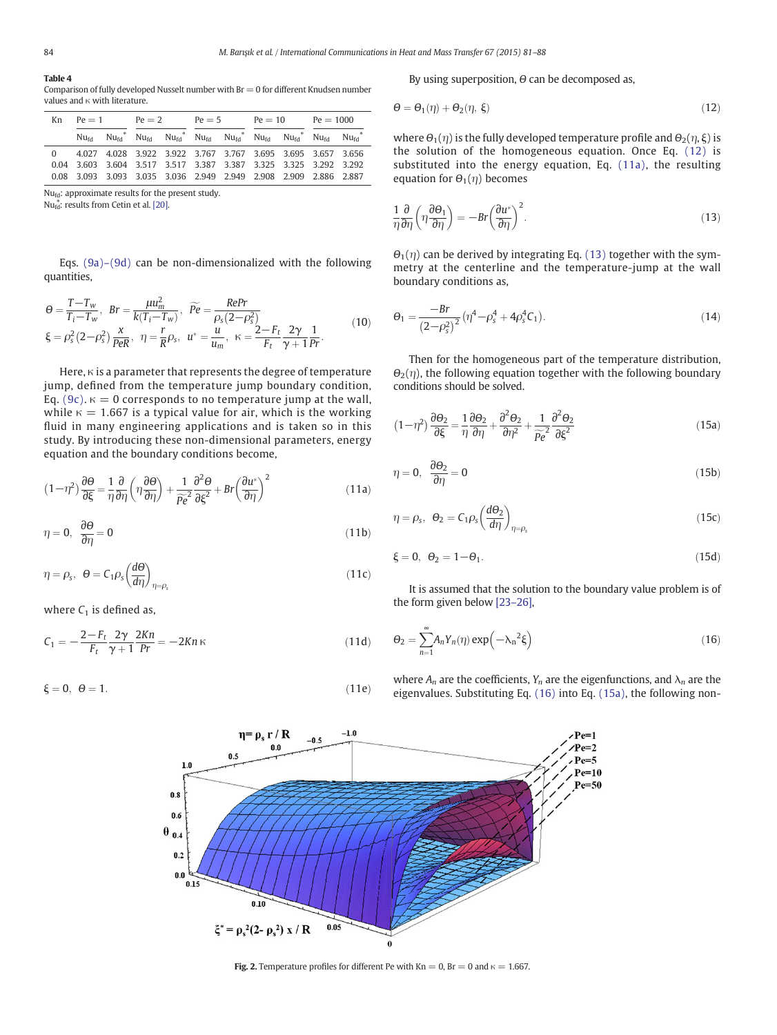**Table 4**
Comparison of fully developed Nusselt number with Br = 0 for different Knudsen number values and κ with literature.

| Kn | Pe = 1 | | Pe = 2 | | Pe = 5 | | Pe = 10 | | Pe = 1000 | |
|---|---|---|---|---|---|---|---|---|---|---|
| | $Nu_{fd}$ | $Nu_{fd}^*$ | $Nu_{fd}$ | $Nu_{fd}^*$ | $Nu_{fd}$ | $Nu_{fd}^*$ | $Nu_{fd}$ | $Nu_{fd}^*$ | $Nu_{fd}$ | $Nu_{fd}^*$ |
| 0 | 4.027 | 4.028 | 3.922 | 3.922 | 3.767 | 3.767 | 3.695 | 3.695 | 3.657 | 3.656 |
| 0.04 | 3.603 | 3.604 | 3.517 | 3.517 | 3.387 | 3.387 | 3.325 | 3.325 | 3.292 | 3.292 |
| 0.08 | 3.093 | 3.093 | 3.035 | 3.036 | 2.949 | 2.949 | 2.908 | 2.909 | 2.886 | 2.887 |

$Nu_{fd}$: approximate results for the present study.
$Nu_{fd}^*$: results from Cetin et al. [20].

Eqs. (9a)–(9d) can be non-dimensionalized with the following quantities,

$$\Theta = \frac{T - T_w}{T_i - T_w},\ \ Br = \frac{\mu u_m^2}{k(T_i - T_w)},\ \ \widetilde{Pe} = \frac{RePr}{\rho_s(2-\rho_s^2)}$$
$$\xi = \rho_s^2(2-\rho_s^2)\frac{x}{PeR},\ \ \eta = \frac{r}{R}\rho_s,\ \ u^* = \frac{u}{u_m},\ \ \kappa = \frac{2-F_t}{F_t}\frac{2\gamma}{\gamma+1}\frac{1}{Pr}. \tag{10}$$

Here, κ is a parameter that represents the degree of temperature jump, defined from the temperature jump boundary condition, Eq. (9c). κ = 0 corresponds to no temperature jump at the wall, while κ = 1.667 is a typical value for air, which is the working fluid in many engineering applications and is taken so in this study. By introducing these non-dimensional parameters, energy equation and the boundary conditions become,

$$(1-\eta^2)\frac{\partial \Theta}{\partial \xi} = \frac{1}{\eta}\frac{\partial}{\partial \eta}\left(\eta\frac{\partial \Theta}{\partial \eta}\right) + \frac{1}{\widetilde{Pe}^2}\frac{\partial^2 \Theta}{\partial \xi^2} + Br\left(\frac{\partial u^*}{\partial \eta}\right)^2 \tag{11a}$$

$$\eta = 0,\ \ \frac{\partial \Theta}{\partial \eta} = 0 \tag{11b}$$

$$\eta = \rho_s,\ \ \Theta = C_1\rho_s\left(\frac{d\Theta}{d\eta}\right)_{\eta=\rho_s} \tag{11c}$$

where $C_1$ is defined as,

$$C_1 = -\frac{2-F_t}{F_t}\frac{2\gamma}{\gamma+1}\frac{2Kn}{Pr} = -2Kn\,\kappa \tag{11d}$$

$$\xi = 0,\ \ \Theta = 1. \tag{11e}$$

By using superposition, Θ can be decomposed as,

$$\Theta = \Theta_1(\eta) + \Theta_2(\eta,\ \xi) \tag{12}$$

where $\Theta_1(\eta)$ is the fully developed temperature profile and $\Theta_2(\eta, \xi)$ is the solution of the homogeneous equation. Once Eq. (12) is substituted into the energy equation, Eq. (11a), the resulting equation for $\Theta_1(\eta)$ becomes

$$\frac{1}{\eta}\frac{\partial}{\partial \eta}\left(\eta\frac{\partial \Theta_1}{\partial \eta}\right) = -Br\left(\frac{\partial u^*}{\partial \eta}\right)^2. \tag{13}$$

$\Theta_1(\eta)$ can be derived by integrating Eq. (13) together with the symmetry at the centerline and the temperature-jump at the wall boundary conditions as,

$$\Theta_1 = \frac{-Br}{(2-\rho_s^2)^2}\left(\eta^4 - \rho_s^4 + 4\rho_s^4 C_1\right). \tag{14}$$

Then for the homogeneous part of the temperature distribution, $\Theta_2(\eta)$, the following equation together with the following boundary conditions should be solved.

$$(1-\eta^2)\frac{\partial \Theta_2}{\partial \xi} = \frac{1}{\eta}\frac{\partial \Theta_2}{\partial \eta} + \frac{\partial^2 \Theta_2}{\partial \eta^2} + \frac{1}{\widetilde{Pe}^2}\frac{\partial^2 \Theta_2}{\partial \xi^2} \tag{15a}$$

$$\eta = 0,\ \ \frac{\partial \Theta_2}{\partial \eta} = 0 \tag{15b}$$

$$\eta = \rho_s,\ \ \Theta_2 = C_1\rho_s\left(\frac{d\Theta_2}{d\eta}\right)_{\eta=\rho_s} \tag{15c}$$

$$\xi = 0,\ \ \Theta_2 = 1 - \Theta_1. \tag{15d}$$

It is assumed that the solution to the boundary value problem is of the form given below [23–26],

$$\Theta_2 = \sum_{n=1}^{\infty} A_n Y_n(\eta)\exp\left(-\lambda_n^2 \xi\right) \tag{16}$$

where $A_n$ are the coefficients, $Y_n$ are the eigenfunctions, and $\lambda_n$ are the eigenvalues. Substituting Eq. (16) into Eq. (15a), the following non-

**Fig. 2.** Temperature profiles for different Pe with Kn = 0, Br = 0 and κ = 1.667.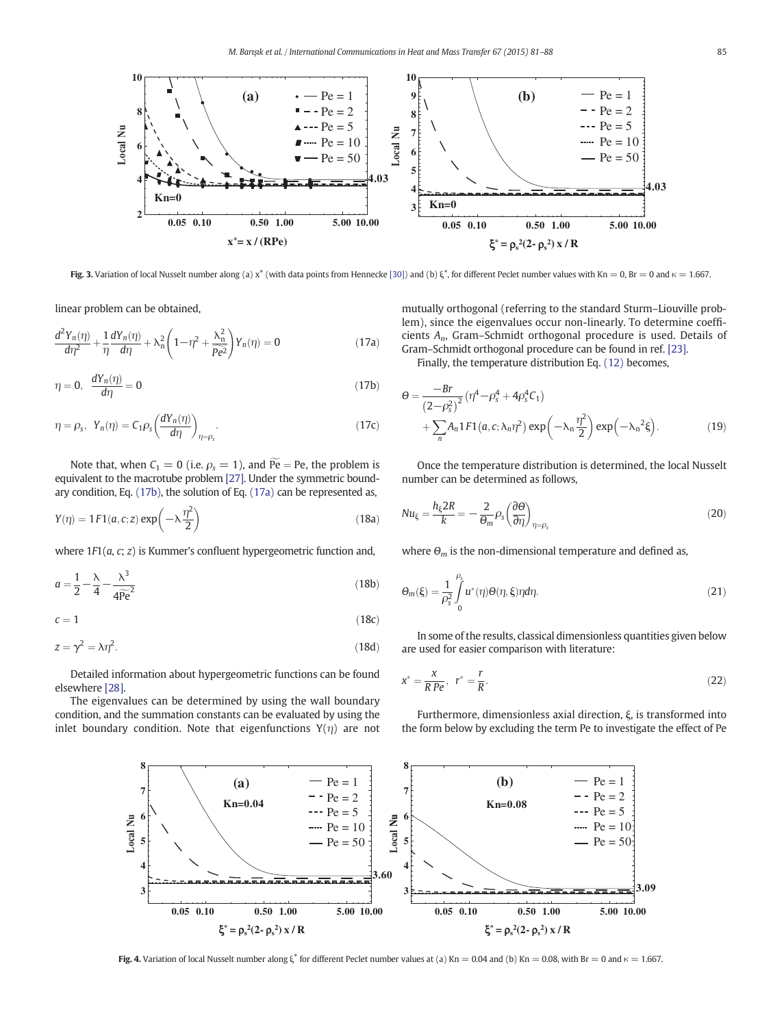Fig. 3. Variation of local Nusselt number along (a) $x^*$ (with data points from Hennecke [30]) and (b) $\xi^*$, for different Peclet number values with Kn = 0, Br = 0 and $\kappa = 1.667$.

linear problem can be obtained,

$$\frac{d^2Y_n(\eta)}{d\eta^2}+\frac{1}{\eta}\frac{dY_n(\eta)}{d\eta}+\lambda_n^2\left(1-\eta^2+\frac{\lambda_n^2}{Pe^2}\right)Y_n(\eta)=0 \tag{17a}$$

$$\eta=0,\quad \frac{dY_n(\eta)}{d\eta}=0 \tag{17b}$$

$$\eta=\rho_s,\quad Y_n(\eta)=C_1\rho_s\left(\frac{dY_n(\eta)}{d\eta}\right)_{\eta=\rho_s}. \tag{17c}$$

Note that, when $C_1 = 0$ (i.e. $\rho_s = 1$), and $\widetilde{\mathrm{Pe}} = \mathrm{Pe}$, the problem is equivalent to the macrotube problem [27]. Under the symmetric boundary condition, Eq. (17b), the solution of Eq. (17a) can be represented as,

$$Y(\eta)=1F1(a,c;z)\exp\left(-\lambda\frac{\eta^2}{2}\right) \tag{18a}$$

where $1F1(a, c; z)$ is Kummer's confluent hypergeometric function and,

$$a=\frac{1}{2}-\frac{\lambda}{4}-\frac{\lambda^3}{4\widetilde{\mathrm{Pe}}^2} \tag{18b}$$

$$c=1 \tag{18c}$$

$$z=\gamma^2=\lambda\eta^2. \tag{18d}$$

Detailed information about hypergeometric functions can be found elsewhere [28].

The eigenvalues can be determined by using the wall boundary condition, and the summation constants can be evaluated by using the inlet boundary condition. Note that eigenfunctions $Y(\eta)$ are not mutually orthogonal (referring to the standard Sturm–Liouville problem), since the eigenvalues occur non-linearly. To determine coefficients $A_n$, Gram–Schmidt orthogonal procedure is used. Details of Gram–Schmidt orthogonal procedure can be found in ref. [23].

Finally, the temperature distribution Eq. (12) becomes,

$$\Theta=\frac{-Br}{\left(2-\rho_s^2\right)^2}\left(\eta^4-\rho_s^4+4\rho_s^4C_1\right)+\sum_n A_n 1F1\left(a,c;\lambda_n\eta^2\right)\exp\left(-\lambda_n\frac{\eta^2}{2}\right)\exp\left(-\lambda_n{}^2\xi\right). \tag{19}$$

Once the temperature distribution is determined, the local Nusselt number can be determined as follows,

$$Nu_\xi=\frac{h_\xi 2R}{k}=-\frac{2}{\Theta_m}\rho_s\left(\frac{\partial\Theta}{\partial\eta}\right)_{\eta=\rho_s} \tag{20}$$

where $\Theta_m$ is the non-dimensional temperature and defined as,

$$\Theta_m(\xi)=\frac{1}{\rho_s^2}\int_0^{\rho_s}u^*(\eta)\Theta(\eta,\xi)\eta d\eta. \tag{21}$$

In some of the results, classical dimensionless quantities given below are used for easier comparison with literature:

$$x^*=\frac{x}{R\,Pe},\quad r^*=\frac{r}{R}. \tag{22}$$

Furthermore, dimensionless axial direction, $\xi$, is transformed into the form below by excluding the term Pe to investigate the effect of Pe

Fig. 4. Variation of local Nusselt number along $\xi^*$ for different Peclet number values at (a) Kn = 0.04 and (b) Kn = 0.08, with Br = 0 and $\kappa = 1.667$.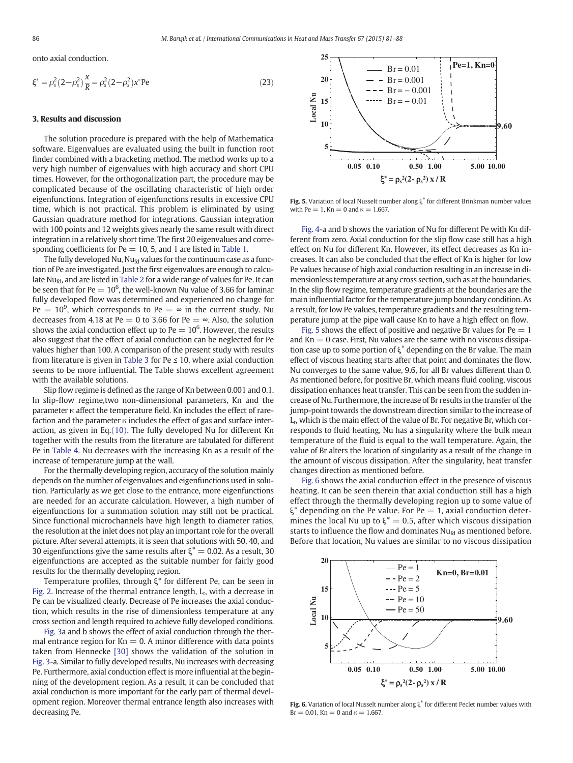onto axial conduction.

$$\xi^* = \rho_s^2(2-\rho_s^2)\frac{x}{R} = \rho_s^2(2-\rho_s^2)x^*\mathrm{Pe} \tag{23}$$

## 3. Results and discussion

The solution procedure is prepared with the help of Mathematica software. Eigenvalues are evaluated using the built in function root finder combined with a bracketing method. The method works up to a very high number of eigenvalues with high accuracy and short CPU times. However, for the orthogonalization part, the procedure may be complicated because of the oscillating characteristic of high order eigenfunctions. Integration of eigenfunctions results in excessive CPU time, which is not practical. This problem is eliminated by using Gaussian quadrature method for integrations. Gaussian integration with 100 points and 12 weights gives nearly the same result with direct integration in a relatively short time. The first 20 eigenvalues and corresponding coefficients for Pe = 10, 5, and 1 are listed in Table 1.

The fully developed Nu, $\mathrm{Nu_{fd}}$ values for the continuum case as a function of Pe are investigated. Just the first eigenvalues are enough to calculate $\mathrm{Nu_{fd}}$, and are listed in Table 2 for a wide range of values for Pe. It can be seen that for Pe = $10^6$, the well-known Nu value of 3.66 for laminar fully developed flow was determined and experienced no change for Pe = $10^9$, which corresponds to Pe = ∞ in the current study. Nu decreases from 4.18 at Pe = 0 to 3.66 for Pe = ∞. Also, the solution shows the axial conduction effect up to Pe = $10^6$. However, the results also suggest that the effect of axial conduction can be neglected for Pe values higher than 100. A comparison of the present study with results from literature is given in Table 3 for Pe ≤ 10, where axial conduction seems to be more influential. The Table shows excellent agreement with the available solutions.

Slip flow regime is defined as the range of Kn between 0.001 and 0.1. In slip-flow regime,two non-dimensional parameters, Kn and the parameter κ affect the temperature field. Kn includes the effect of rarefaction and the parameter κ includes the effect of gas and surface interaction, as given in Eq.(10). The fully developed Nu for different Kn together with the results from the literature are tabulated for different Pe in Table 4. Nu decreases with the increasing Kn as a result of the increase of temperature jump at the wall.

For the thermally developing region, accuracy of the solution mainly depends on the number of eigenvalues and eigenfunctions used in solution. Particularly as we get close to the entrance, more eigenfunctions are needed for an accurate calculation. However, a high number of eigenfunctions for a summation solution may still not be practical. Since functional microchannels have high length to diameter ratios, the resolution at the inlet does not play an important role for the overall picture. After several attempts, it is seen that solutions with 50, 40, and 30 eigenfunctions give the same results after $\xi^* = 0.02$. As a result, 30 eigenfunctions are accepted as the suitable number for fairly good results for the thermally developing region.

Temperature profiles, through $\xi^*$ for different Pe, can be seen in Fig. 2. Increase of the thermal entrance length, $L_t$, with a decrease in Pe can be visualized clearly. Decrease of Pe increases the axial conduction, which results in the rise of dimensionless temperature at any cross section and length required to achieve fully developed conditions.

Fig. 3a and b shows the effect of axial conduction through the thermal entrance region for Kn = 0. A minor difference with data points taken from Hennecke [30] shows the validation of the solution in Fig. 3-a. Similar to fully developed results, Nu increases with decreasing Pe. Furthermore, axial conduction effect is more influential at the beginning of the development region. As a result, it can be concluded that axial conduction is more important for the early part of thermal development region. Moreover thermal entrance length also increases with decreasing Pe.

Fig. 5. Variation of local Nusselt number along $\xi^*$ for different Brinkman number values with Pe = 1, Kn = 0 and κ = 1.667.

Fig. 4-a and b shows the variation of Nu for different Pe with Kn different from zero. Axial conduction for the slip flow case still has a high effect on Nu for different Kn. However, its effect decreases as Kn increases. It can also be concluded that the effect of Kn is higher for low Pe values because of high axial conduction resulting in an increase in dimensionless temperature at any cross section, such as at the boundaries. In the slip flow regime, temperature gradients at the boundaries are the main influential factor for the temperature jump boundary condition. As a result, for low Pe values, temperature gradients and the resulting temperature jump at the pipe wall cause Kn to have a high effect on flow.

Fig. 5 shows the effect of positive and negative Br values for Pe = 1 and Kn = 0 case. First, Nu values are the same with no viscous dissipation case up to some portion of $\xi^*$ depending on the Br value. The main effect of viscous heating starts after that point and dominates the flow. Nu converges to the same value, 9.6, for all Br values different than 0. As mentioned before, for positive Br, which means fluid cooling, viscous dissipation enhances heat transfer. This can be seen from the sudden increase of Nu. Furthermore, the increase of Br results in the transfer of the jump-point towards the downstream direction similar to the increase of $L_t$, which is the main effect of the value of Br. For negative Br, which corresponds to fluid heating, Nu has a singularity where the bulk mean temperature of the fluid is equal to the wall temperature. Again, the value of Br alters the location of singularity as a result of the change in the amount of viscous dissipation. After the singularity, heat transfer changes direction as mentioned before.

Fig. 6 shows the axial conduction effect in the presence of viscous heating. It can be seen therein that axial conduction still has a high effect through the thermally developing region up to some value of $\xi^*$ depending on the Pe value. For Pe = 1, axial conduction determines the local Nu up to $\xi^* = 0.5$, after which viscous dissipation starts to influence the flow and dominates $\mathrm{Nu_{fd}}$ as mentioned before. Before that location, Nu values are similar to no viscous dissipation

Fig. 6. Variation of local Nusselt number along $\xi^*$ for different Peclet number values with Br = 0.01, Kn = 0 and κ = 1.667.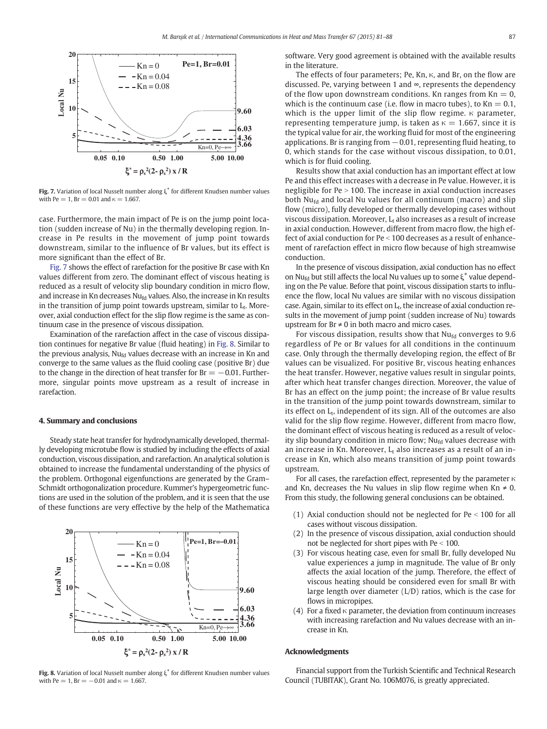Fig. 7. Variation of local Nusselt number along $\xi^*$ for different Knudsen number values with Pe = 1, Br = 0.01 and $\kappa$ = 1.667.

case. Furthermore, the main impact of Pe is on the jump point location (sudden increase of Nu) in the thermally developing region. Increase in Pe results in the movement of jump point towards downstream, similar to the influence of Br values, but its effect is more significant than the effect of Br.

Fig. 7 shows the effect of rarefaction for the positive Br case with Kn values different from zero. The dominant effect of viscous heating is reduced as a result of velocity slip boundary condition in micro flow, and increase in Kn decreases $Nu_{fd}$ values. Also, the increase in Kn results in the transition of jump point towards upstream, similar to $L_t$. Moreover, axial conduction effect for the slip flow regime is the same as continuum case in the presence of viscous dissipation.

Examination of the rarefaction affect in the case of viscous dissipation continues for negative Br value (fluid heating) in Fig. 8. Similar to the previous analysis, $Nu_{fd}$ values decrease with an increase in Kn and converge to the same values as the fluid cooling case (positive Br) due to the change in the direction of heat transfer for Br = −0.01. Furthermore, singular points move upstream as a result of increase in rarefaction.

#### 4. Summary and conclusions

Steady state heat transfer for hydrodynamically developed, thermally developing microtube flow is studied by including the effects of axial conduction, viscous dissipation, and rarefaction. An analytical solution is obtained to increase the fundamental understanding of the physics of the problem. Orthogonal eigenfunctions are generated by the Gram–Schmidt orthogonalization procedure. Kummer's hypergeometric functions are used in the solution of the problem, and it is seen that the use of these functions are very effective by the help of the Mathematica

Fig. 8. Variation of local Nusselt number along $\xi^*$ for different Knudsen number values with Pe = 1, Br = −0.01 and $\kappa$ = 1.667.

software. Very good agreement is obtained with the available results in the literature.

The effects of four parameters; Pe, Kn, $\kappa$, and Br, on the flow are discussed. Pe, varying between 1 and ∞, represents the dependency of the flow upon downstream conditions. Kn ranges from Kn = 0, which is the continuum case (i.e. flow in macro tubes), to Kn = 0.1, which is the upper limit of the slip flow regime. $\kappa$ parameter, representing temperature jump, is taken as $\kappa$ = 1.667, since it is the typical value for air, the working fluid for most of the engineering applications. Br is ranging from −0.01, representing fluid heating, to 0, which stands for the case without viscous dissipation, to 0.01, which is for fluid cooling.

Results show that axial conduction has an important effect at low Pe and this effect increases with a decrease in Pe value. However, it is negligible for Pe > 100. The increase in axial conduction increases both $Nu_{fd}$ and local Nu values for all continuum (macro) and slip flow (micro), fully developed or thermally developing cases without viscous dissipation. Moreover, $L_t$ also increases as a result of increase in axial conduction. However, different from macro flow, the high effect of axial conduction for Pe < 100 decreases as a result of enhancement of rarefaction effect in micro flow because of high streamwise conduction.

In the presence of viscous dissipation, axial conduction has no effect on $Nu_{fd}$ but still affects the local Nu values up to some $\xi^*$ value depending on the Pe value. Before that point, viscous dissipation starts to influence the flow, local Nu values are similar with no viscous dissipation case. Again, similar to its effect on $L_t$, the increase of axial conduction results in the movement of jump point (sudden increase of Nu) towards upstream for Br ≠ 0 in both macro and micro cases.

For viscous dissipation, results show that $Nu_{fd}$ converges to 9.6 regardless of Pe or Br values for all conditions in the continuum case. Only through the thermally developing region, the effect of Br values can be visualized. For positive Br, viscous heating enhances the heat transfer. However, negative values result in singular points, after which heat transfer changes direction. Moreover, the value of Br has an effect on the jump point; the increase of Br value results in the transition of the jump point towards downstream, similar to its effect on $L_t$, independent of its sign. All of the outcomes are also valid for the slip flow regime. However, different from macro flow, the dominant effect of viscous heating is reduced as a result of velocity slip boundary condition in micro flow; $Nu_{fd}$ values decrease with an increase in Kn. Moreover, $L_t$ also increases as a result of an increase in Kn, which also means transition of jump point towards upstream.

For all cases, the rarefaction effect, represented by the parameter $\kappa$ and Kn, decreases the Nu values in slip flow regime when Kn ≠ 0. From this study, the following general conclusions can be obtained.

1. Axial conduction should not be neglected for Pe < 100 for all cases without viscous dissipation.
2. In the presence of viscous dissipation, axial conduction should not be neglected for short pipes with Pe < 100.
3. For viscous heating case, even for small Br, fully developed Nu value experiences a jump in magnitude. The value of Br only affects the axial location of the jump. Therefore, the effect of viscous heating should be considered even for small Br with large length over diameter (L/D) ratios, which is the case for flows in micropipes.
4. For a fixed $\kappa$ parameter, the deviation from continuum increases with increasing rarefaction and Nu values decrease with an increase in Kn.

#### Acknowledgments

Financial support from the Turkish Scientific and Technical Research Council (TUBITAK), Grant No. 106M076, is greatly appreciated.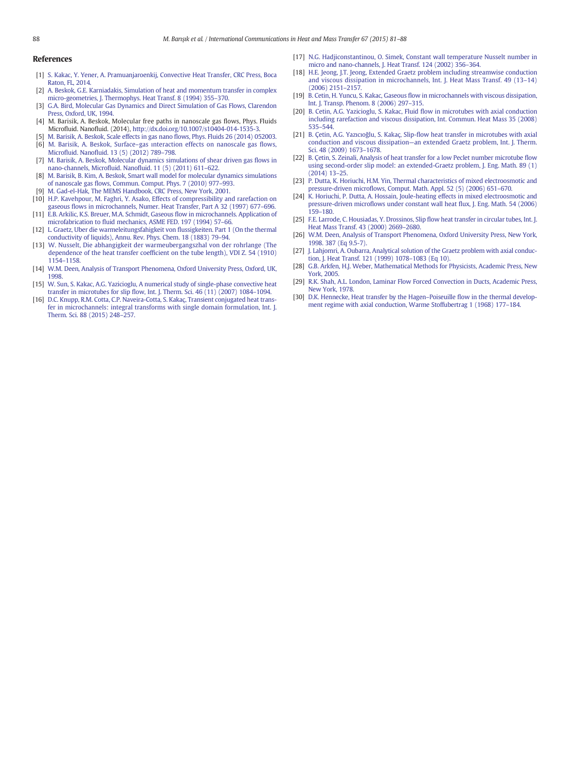## References

[1] S. Kakac, Y. Yener, A. Pramuanjaroenkij, Convective Heat Transfer, CRC Press, Boca Raton, FL, 2014.

[2] A. Beskok, G.E. Karniadakis, Simulation of heat and momentum transfer in complex micro-geometries, J. Thermophys. Heat Transf. 8 (1994) 355–370.

[3] G.A. Bird, Molecular Gas Dynamics and Direct Simulation of Gas Flows, Clarendon Press, Oxford, UK, 1994.

[4] M. Barisik, A. Beskok, Molecular free paths in nanoscale gas flows, Phys. Fluids Microfluid. Nanofluid. (2014), http://dx.doi.org/10.1007/s10404-014-1535-3.

[5] M. Barisik, A. Beskok, Scale effects in gas nano flows, Phys. Fluids 26 (2014) 052003.

[6] M. Barisik, A. Beskok, Surface–gas ınteraction effects on nanoscale gas flows, Microfluid. Nanofluid. 13 (5) (2012) 789–798.

[7] M. Barisik, A. Beskok, Molecular dynamics simulations of shear driven gas flows in nano-channels, Microfluid. Nanofluid. 11 (5) (2011) 611–622.

[8] M. Barisik, B. Kim, A. Beskok, Smart wall model for molecular dynamics simulations of nanoscale gas flows, Commun. Comput. Phys. 7 (2010) 977–993.

[9] M. Gad-el-Hak, The MEMS Handbook, CRC Press, New York, 2001.

[10] H.P. Kavehpour, M. Faghri, Y. Asako, Effects of compressibility and rarefaction on gaseous flows in microchannels, Numer. Heat Transfer, Part A 32 (1997) 677–696.

[11] E.B. Arkilic, K.S. Breuer, M.A. Schmidt, Gaseous flow in microchannels. Application of microfabrication to fluid mechanics, ASME FED. 197 (1994) 57–66.

[12] L. Graetz, Uber die warmeleitungsfahigkeit von flussigkeiten. Part 1 (On the thermal conductivity of liquids), Annu. Rev. Phys. Chem. 18 (1883) 79–94.

[13] W. Nusselt, Die abhangigkeit der warmeubergangszhal von der rohrlange (The dependence of the heat transfer coefficient on the tube length), VDI Z. 54 (1910) 1154–1158.

[14] W.M. Deen, Analysis of Transport Phenomena, Oxford University Press, Oxford, UK, 1998.

[15] W. Sun, S. Kakac, A.G. Yazicioglu, A numerical study of single-phase convective heat transfer in microtubes for slip flow, Int. J. Therm. Sci. 46 (11) (2007) 1084–1094.

[16] D.C. Knupp, R.M. Cotta, C.P. Naveira-Cotta, S. Kakaç, Transient conjugated heat transfer in microchannels: integral transforms with single domain formulation, Int. J. Therm. Sci. 88 (2015) 248–257.

[17] N.G. Hadjiconstantinou, O. Simek, Constant wall temperature Nusselt number in micro and nano-channels, J. Heat Transf. 124 (2002) 356–364.

[18] H.E. Jeong, J.T. Jeong, Extended Graetz problem including streamwise conduction and viscous dissipation in microchannels, Int. J. Heat Mass Transf. 49 (13–14) (2006) 2151–2157.

[19] B. Cetin, H. Yuncu, S. Kakac, Gaseous flow in microchannels with viscous dissipation, Int. J. Transp. Phenom. 8 (2006) 297–315.

[20] B. Cetin, A.G. Yazicioglu, S. Kakac, Fluid flow in microtubes with axial conduction including rarefaction and viscous dissipation, Int. Commun. Heat Mass 35 (2008) 535–544.

[21] B. Çetin, A.G. Yazıcıoğlu, S. Kakaç, Slip-flow heat transfer in microtubes with axial conduction and viscous dissipation—an extended Graetz problem, Int. J. Therm. Sci. 48 (2009) 1673–1678.

[22] B. Çetin, S. Zeinali, Analysis of heat transfer for a low Peclet number microtube flow using second-order slip model: an extended-Graetz problem, J. Eng. Math. 89 (1) (2014) 13–25.

[23] P. Dutta, K. Horiuchi, H.M. Yin, Thermal characteristics of mixed electroosmotic and pressure-driven microflows, Comput. Math. Appl. 52 (5) (2006) 651–670.

[24] K. Horiuchi, P. Dutta, A. Hossain, Joule-heating effects in mixed electroosmotic and pressure-driven microflows under constant wall heat flux, J. Eng. Math. 54 (2006) 159–180.

[25] F.E. Larrode, C. Housiadas, Y. Drossinos, Slip flow heat transfer in circular tubes, Int. J. Heat Mass Transf. 43 (2000) 2669–2680.

[26] W.M. Deen, Analysis of Transport Phenomena, Oxford University Press, New York, 1998. 387 (Eq 9.5-7).

[27] J. Lahjomri, A. Oubarra, Analytical solution of the Graetz problem with axial conduction, J. Heat Transf. 121 (1999) 1078–1083 (Eq 10).

[28] G.B. Arkfen, H.J. Weber, Mathematical Methods for Physicists, Academic Press, New York, 2005.

[29] R.K. Shah, A.L. London, Laminar Flow Forced Convection in Ducts, Academic Press, New York, 1978.

[30] D.K. Hennecke, Heat transfer by the Hagen–Poiseuille flow in the thermal development regime with axial conduction, Warme Stoffubertrag 1 (1968) 177–184.